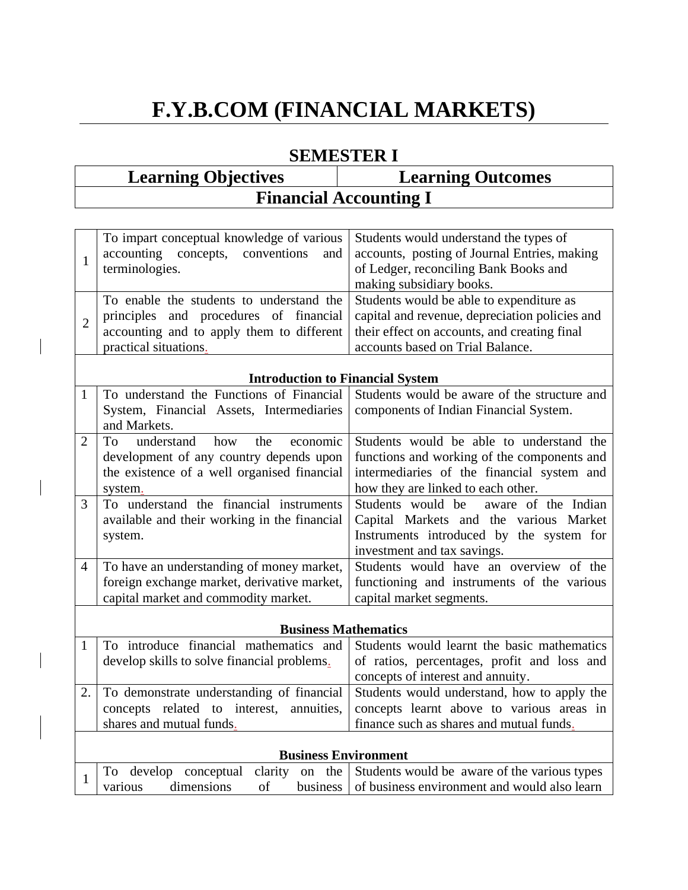# F.Y.B.COM (FINANCIAL MARKETS)

## SEMESTER I

| | Learning Objectives | Learning Outcomes |
|---|---|---|
| | **Financial Accounting I** | |
| 1 | To impart conceptual knowledge of various accounting concepts, conventions and terminologies. | Students would understand the types of accounts, posting of Journal Entries, making of Ledger, reconciling Bank Books and making subsidiary books. |
| 2 | To enable the students to understand the principles and procedures of financial accounting and to apply them to different practical situations. | Students would be able to expenditure as capital and revenue, depreciation policies and their effect on accounts, and creating final accounts based on Trial Balance. |
| | **Introduction to Financial System** | |
| 1 | To understand the Functions of Financial System, Financial Assets, Intermediaries and Markets. | Students would be aware of the structure and components of Indian Financial System. |
| 2 | To understand how the economic development of any country depends upon the existence of a well organised financial system. | Students would be able to understand the functions and working of the components and intermediaries of the financial system and how they are linked to each other. |
| 3 | To understand the financial instruments available and their working in the financial system. | Students would be aware of the Indian Capital Markets and the various Market Instruments introduced by the system for investment and tax savings. |
| 4 | To have an understanding of money market, foreign exchange market, derivative market, capital market and commodity market. | Students would have an overview of the functioning and instruments of the various capital market segments. |
| | **Business Mathematics** | |
| 1 | To introduce financial mathematics and develop skills to solve financial problems. | Students would learnt the basic mathematics of ratios, percentages, profit and loss and concepts of interest and annuity. |
| 2. | To demonstrate understanding of financial concepts related to interest, annuities, shares and mutual funds. | Students would understand, how to apply the concepts learnt above to various areas in finance such as shares and mutual funds. |
| | **Business Environment** | |
| 1 | To develop conceptual clarity on the various dimensions of business | Students would be aware of the various types of business environment and would also learn |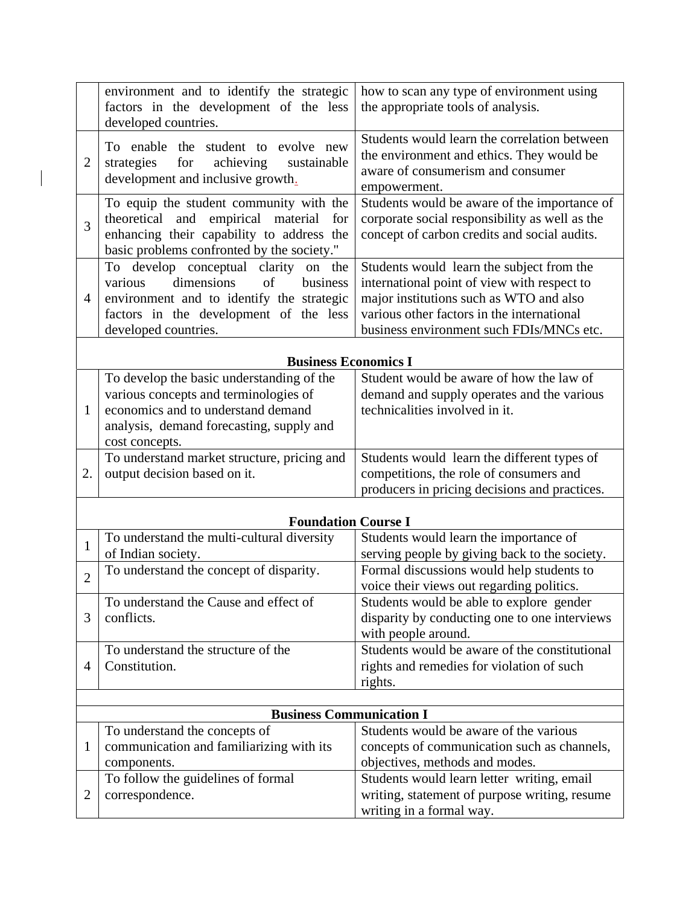| | | |
|---|---|---|
| | environment and to identify the strategic factors in the development of the less developed countries. | how to scan any type of environment using the appropriate tools of analysis. |
| 2 | To enable the student to evolve new strategies for achieving sustainable development and inclusive growth. | Students would learn the correlation between the environment and ethics. They would be aware of consumerism and consumer empowerment. |
| 3 | To equip the student community with the theoretical and empirical material for enhancing their capability to address the basic problems confronted by the society." | Students would be aware of the importance of corporate social responsibility as well as the concept of carbon credits and social audits. |
| 4 | To develop conceptual clarity on the various dimensions of business environment and to identify the strategic factors in the development of the less developed countries. | Students would learn the subject from the international point of view with respect to major institutions such as WTO and also various other factors in the international business environment such FDIs/MNCs etc. |
| | **Business Economics I** | |
| 1 | To develop the basic understanding of the various concepts and terminologies of economics and to understand demand analysis, demand forecasting, supply and cost concepts. | Student would be aware of how the law of demand and supply operates and the various technicalities involved in it. |
| 2. | To understand market structure, pricing and output decision based on it. | Students would learn the different types of competitions, the role of consumers and producers in pricing decisions and practices. |
| | **Foundation Course I** | |
| 1 | To understand the multi-cultural diversity of Indian society. | Students would learn the importance of serving people by giving back to the society. |
| 2 | To understand the concept of disparity. | Formal discussions would help students to voice their views out regarding politics. |
| 3 | To understand the Cause and effect of conflicts. | Students would be able to explore gender disparity by conducting one to one interviews with people around. |
| 4 | To understand the structure of the Constitution. | Students would be aware of the constitutional rights and remedies for violation of such rights. |
| | | |
| | **Business Communication I** | |
| 1 | To understand the concepts of communication and familiarizing with its components. | Students would be aware of the various concepts of communication such as channels, objectives, methods and modes. |
| 2 | To follow the guidelines of formal correspondence. | Students would learn letter writing, email writing, statement of purpose writing, resume writing in a formal way. |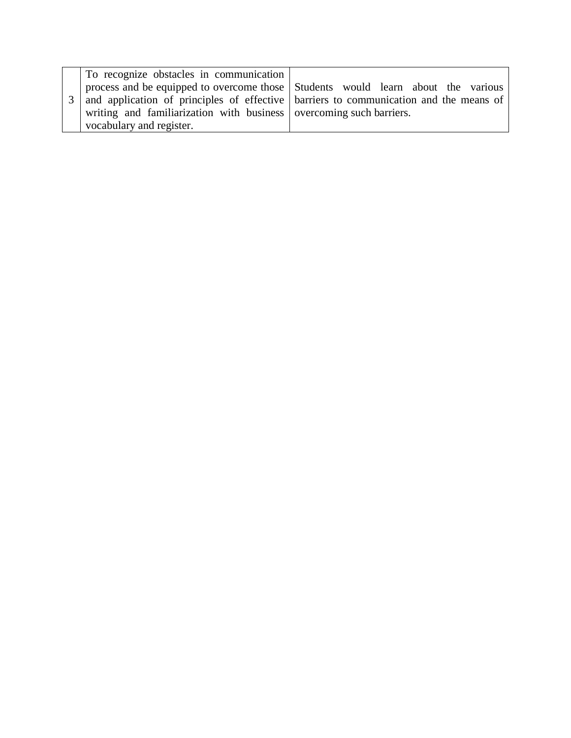| | | |
|---|---|---|
| 3 | To recognize obstacles in communication process and be equipped to overcome those and application of principles of effective writing and familiarization with business vocabulary and register. | Students would learn about the various barriers to communication and the means of overcoming such barriers. |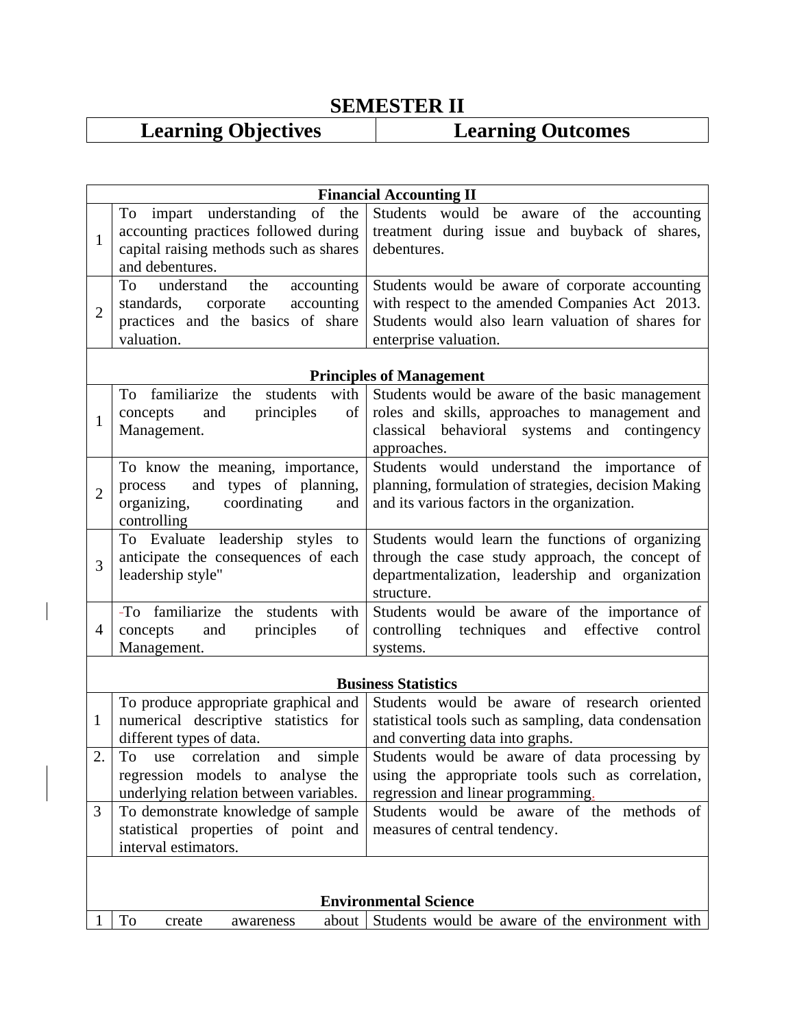# SEMESTER II

| Learning Objectives | Learning Outcomes |
| --- | --- |

| | | |
| --- | --- | --- |
| **Financial Accounting II** | | |
| 1 | To impart understanding of the accounting practices followed during capital raising methods such as shares and debentures. | Students would be aware of the accounting treatment during issue and buyback of shares, debentures. |
| 2 | To understand the accounting standards, corporate accounting practices and the basics of share valuation. | Students would be aware of corporate accounting with respect to the amended Companies Act 2013. Students would also learn valuation of shares for enterprise valuation. |
| **Principles of Management** | | |
| 1 | To familiarize the students with concepts and principles of Management. | Students would be aware of the basic management roles and skills, approaches to management and classical behavioral systems and contingency approaches. |
| 2 | To know the meaning, importance, process and types of planning, organizing, coordinating and controlling | Students would understand the importance of planning, formulation of strategies, decision Making and its various factors in the organization. |
| 3 | To Evaluate leadership styles to anticipate the consequences of each leadership style" | Students would learn the functions of organizing through the case study approach, the concept of departmentalization, leadership and organization structure. |
| 4 | To familiarize the students with concepts and principles of Management. | Students would be aware of the importance of controlling techniques and effective control systems. |
| **Business Statistics** | | |
| 1 | To produce appropriate graphical and numerical descriptive statistics for different types of data. | Students would be aware of research oriented statistical tools such as sampling, data condensation and converting data into graphs. |
| 2. | To use correlation and simple regression models to analyse the underlying relation between variables. | Students would be aware of data processing by using the appropriate tools such as correlation, regression and linear programming. |
| 3 | To demonstrate knowledge of sample statistical properties of point and interval estimators. | Students would be aware of the methods of measures of central tendency. |
| **Environmental Science** | | |
| 1 | To create awareness about | Students would be aware of the environment with |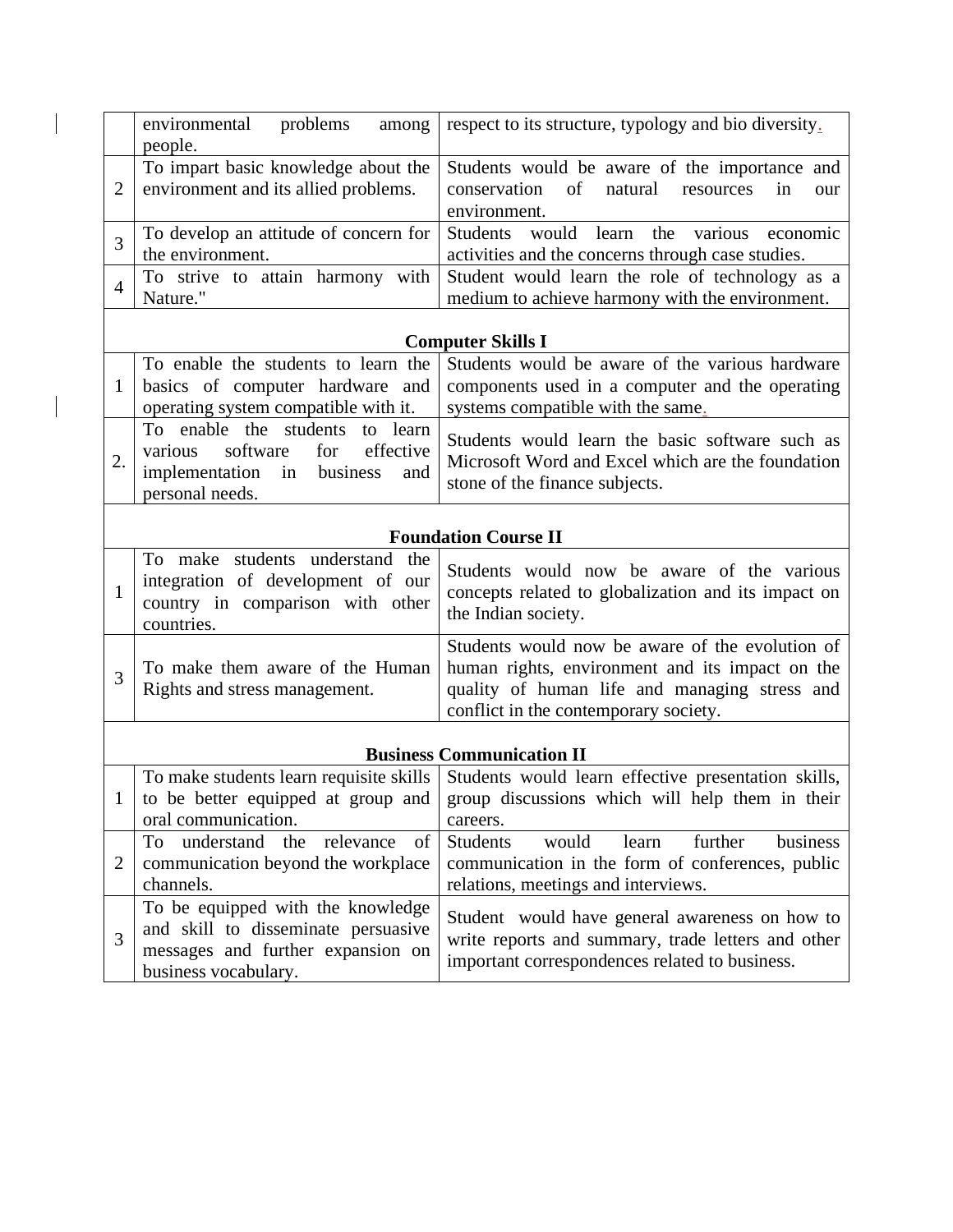| | | |
|---|---|---|
| | environmental problems among people. | respect to its structure, typology and bio diversity. |
| 2 | To impart basic knowledge about the environment and its allied problems. | Students would be aware of the importance and conservation of natural resources in our environment. |
| 3 | To develop an attitude of concern for the environment. | Students would learn the various economic activities and the concerns through case studies. |
| 4 | To strive to attain harmony with Nature." | Student would learn the role of technology as a medium to achieve harmony with the environment. |
| | **Computer Skills I** | |
| 1 | To enable the students to learn the basics of computer hardware and operating system compatible with it. | Students would be aware of the various hardware components used in a computer and the operating systems compatible with the same. |
| 2. | To enable the students to learn various software for effective implementation in business and personal needs. | Students would learn the basic software such as Microsoft Word and Excel which are the foundation stone of the finance subjects. |
| | **Foundation Course II** | |
| 1 | To make students understand the integration of development of our country in comparison with other countries. | Students would now be aware of the various concepts related to globalization and its impact on the Indian society. |
| 3 | To make them aware of the Human Rights and stress management. | Students would now be aware of the evolution of human rights, environment and its impact on the quality of human life and managing stress and conflict in the contemporary society. |
| | **Business Communication II** | |
| 1 | To make students learn requisite skills to be better equipped at group and oral communication. | Students would learn effective presentation skills, group discussions which will help them in their careers. |
| 2 | To understand the relevance of communication beyond the workplace channels. | Students would learn further business communication in the form of conferences, public relations, meetings and interviews. |
| 3 | To be equipped with the knowledge and skill to disseminate persuasive messages and further expansion on business vocabulary. | Student would have general awareness on how to write reports and summary, trade letters and other important correspondences related to business. |